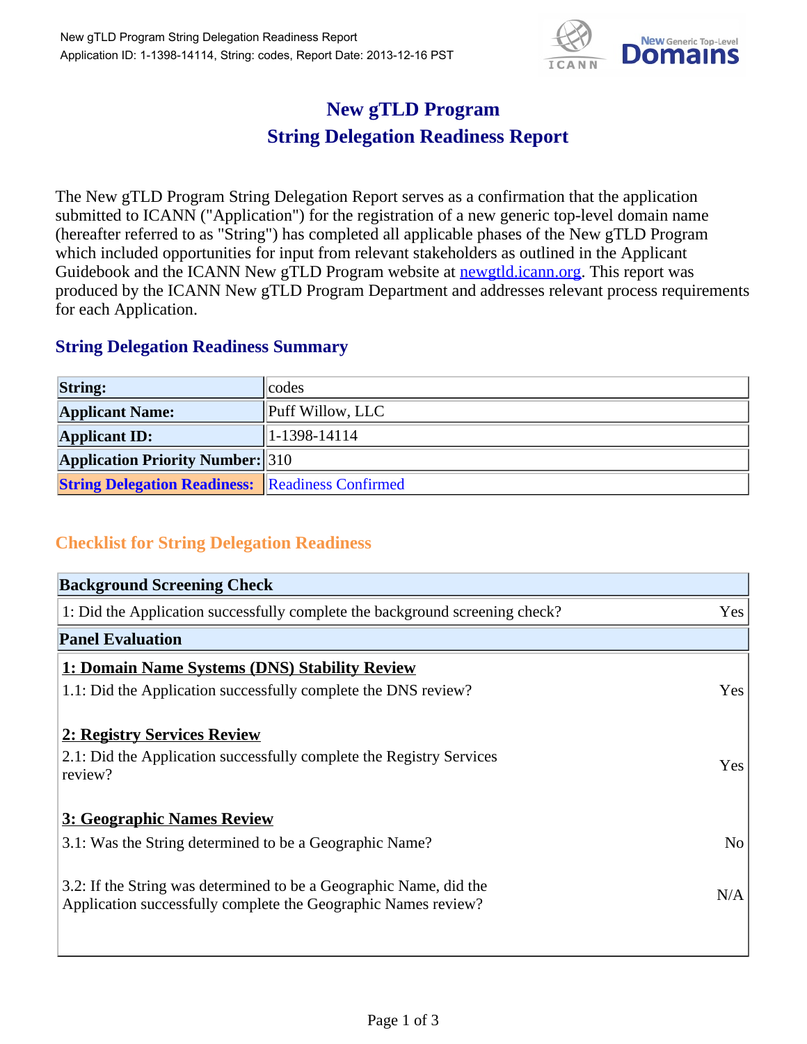# New gTLD Program
# String Delegation Readiness Report

The New gTLD Program String Delegation Report serves as a confirmation that the application submitted to ICANN ("Application") for the registration of a new generic top-level domain name (hereafter referred to as "String") has completed all applicable phases of the New gTLD Program which included opportunities for input from relevant stakeholders as outlined in the Applicant Guidebook and the ICANN New gTLD Program website at [newgtld.icann.org](newgtld.icann.org). This report was produced by the ICANN New gTLD Program Department and addresses relevant process requirements for each Application.

## String Delegation Readiness Summary

| | |
|---|---|
| **String:** | codes |
| **Applicant Name:** | Puff Willow, LLC |
| **Applicant ID:** | 1-1398-14114 |
| **Application Priority Number:** | 310 |
| **String Delegation Readiness:** | Readiness Confirmed |

## Checklist for String Delegation Readiness

| **Background Screening Check** | |
|---|---|
| 1: Did the Application successfully complete the background screening check? | Yes |
| **Panel Evaluation** | |
| **1: Domain Name Systems (DNS) Stability Review** | |
| 1.1: Did the Application successfully complete the DNS review? | Yes |
| **2: Registry Services Review** | |
| 2.1: Did the Application successfully complete the Registry Services review? | Yes |
| **3: Geographic Names Review** | |
| 3.1: Was the String determined to be a Geographic Name? | No |
| 3.2: If the String was determined to be a Geographic Name, did the Application successfully complete the Geographic Names review? | N/A |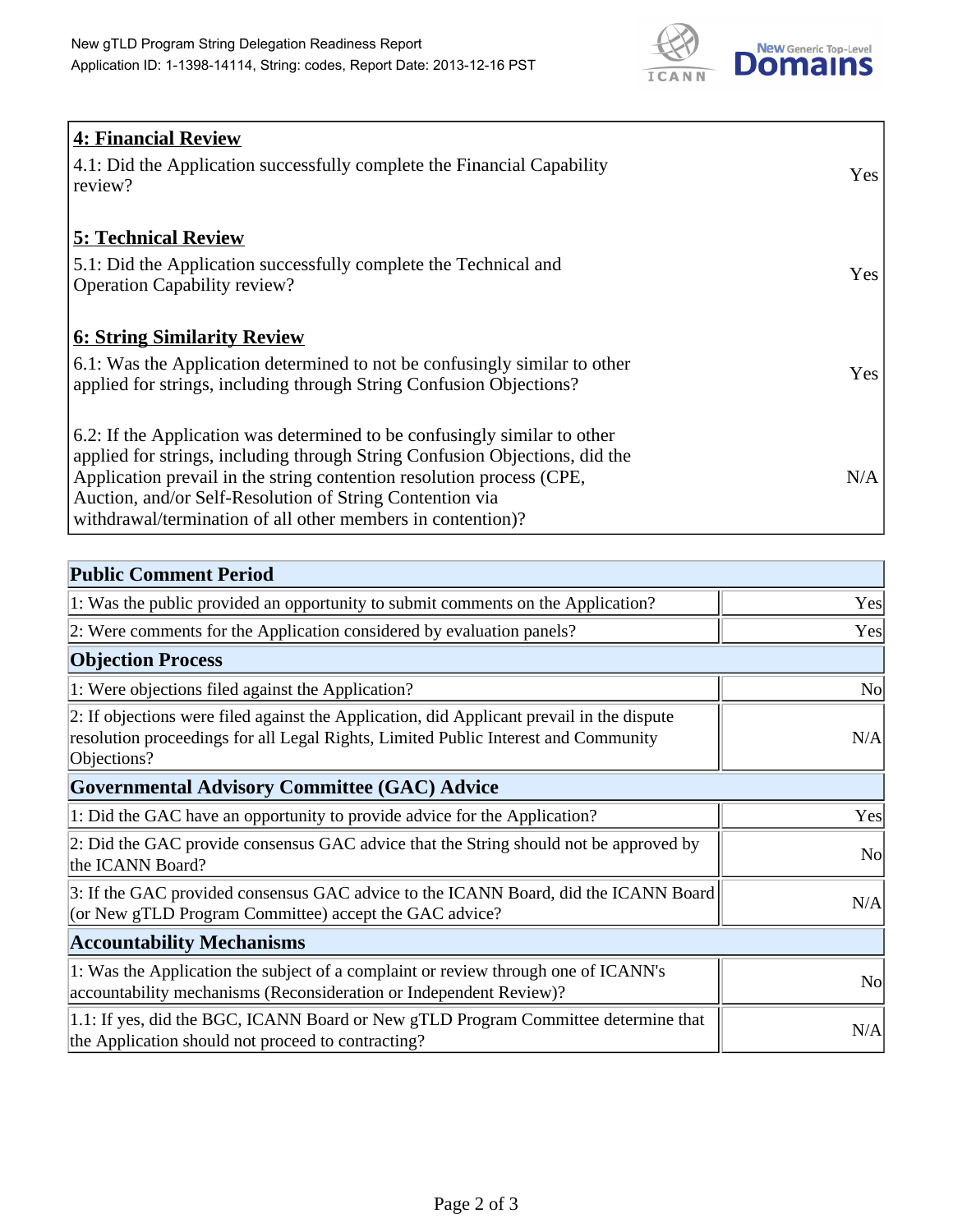| | |
|---|---|
| **4: Financial Review** | |
| 4.1: Did the Application successfully complete the Financial Capability review? | Yes |
| **5: Technical Review** | |
| 5.1: Did the Application successfully complete the Technical and Operation Capability review? | Yes |
| **6: String Similarity Review** | |
| 6.1: Was the Application determined to not be confusingly similar to other applied for strings, including through String Confusion Objections? | Yes |
| 6.2: If the Application was determined to be confusingly similar to other applied for strings, including through String Confusion Objections, did the Application prevail in the string contention resolution process (CPE, Auction, and/or Self-Resolution of String Contention via withdrawal/termination of all other members in contention)? | N/A |

| **Public Comment Period** | |
|---|---|
| 1: Was the public provided an opportunity to submit comments on the Application? | Yes |
| 2: Were comments for the Application considered by evaluation panels? | Yes |
| **Objection Process** | |
| 1: Were objections filed against the Application? | No |
| 2: If objections were filed against the Application, did Applicant prevail in the dispute resolution proceedings for all Legal Rights, Limited Public Interest and Community Objections? | N/A |
| **Governmental Advisory Committee (GAC) Advice** | |
| 1: Did the GAC have an opportunity to provide advice for the Application? | Yes |
| 2: Did the GAC provide consensus GAC advice that the String should not be approved by the ICANN Board? | No |
| 3: If the GAC provided consensus GAC advice to the ICANN Board, did the ICANN Board (or New gTLD Program Committee) accept the GAC advice? | N/A |
| **Accountability Mechanisms** | |
| 1: Was the Application the subject of a complaint or review through one of ICANN's accountability mechanisms (Reconsideration or Independent Review)? | No |
| 1.1: If yes, did the BGC, ICANN Board or New gTLD Program Committee determine that the Application should not proceed to contracting? | N/A |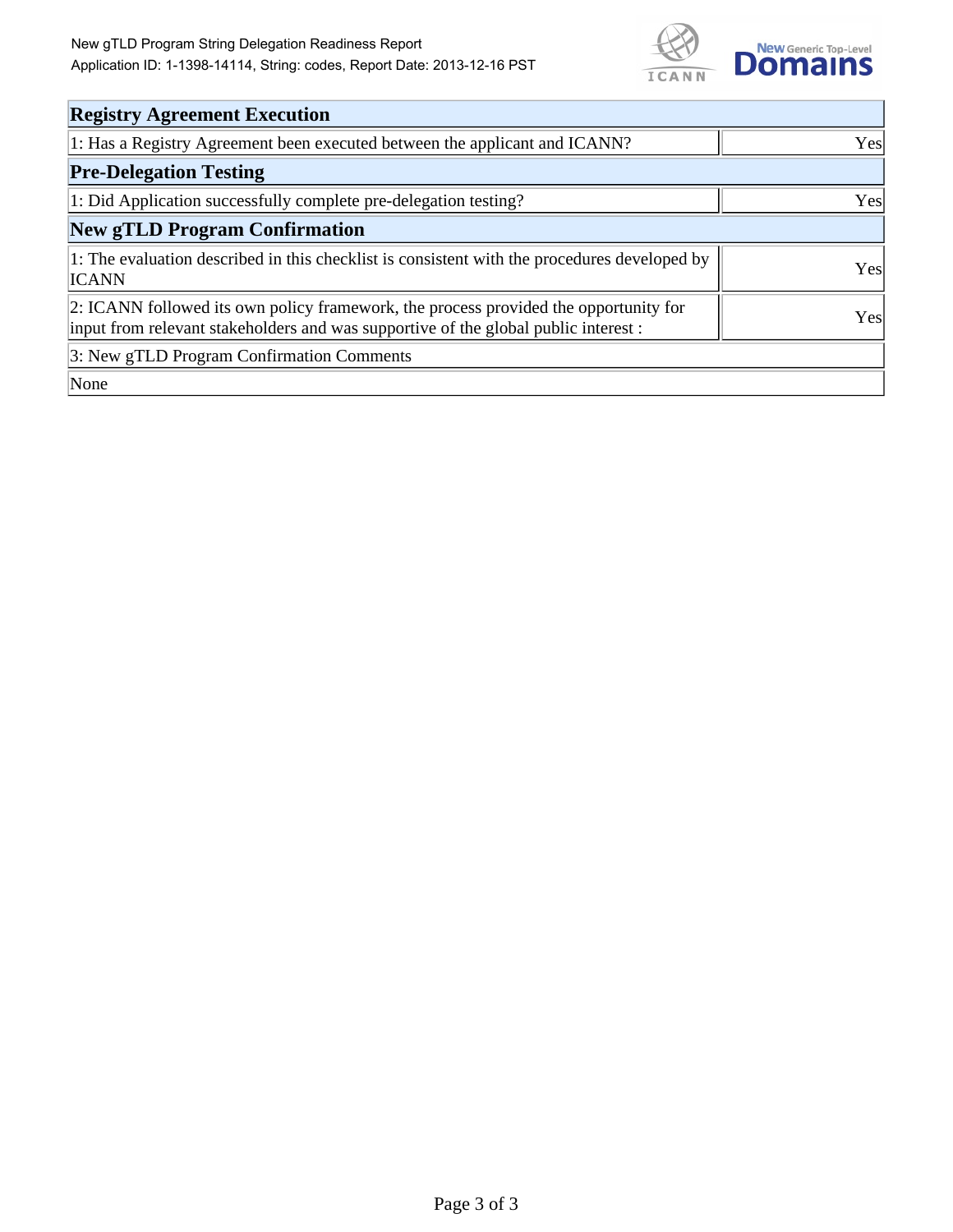## Registry Agreement Execution

| | |
|---|---|
| 1: Has a Registry Agreement been executed between the applicant and ICANN? | Yes |

## Pre-Delegation Testing

| | |
|---|---|
| 1: Did Application successfully complete pre-delegation testing? | Yes |

## New gTLD Program Confirmation

| | |
|---|---|
| 1: The evaluation described in this checklist is consistent with the procedures developed by ICANN | Yes |
| 2: ICANN followed its own policy framework, the process provided the opportunity for input from relevant stakeholders and was supportive of the global public interest : | Yes |

3: New gTLD Program Confirmation Comments

None